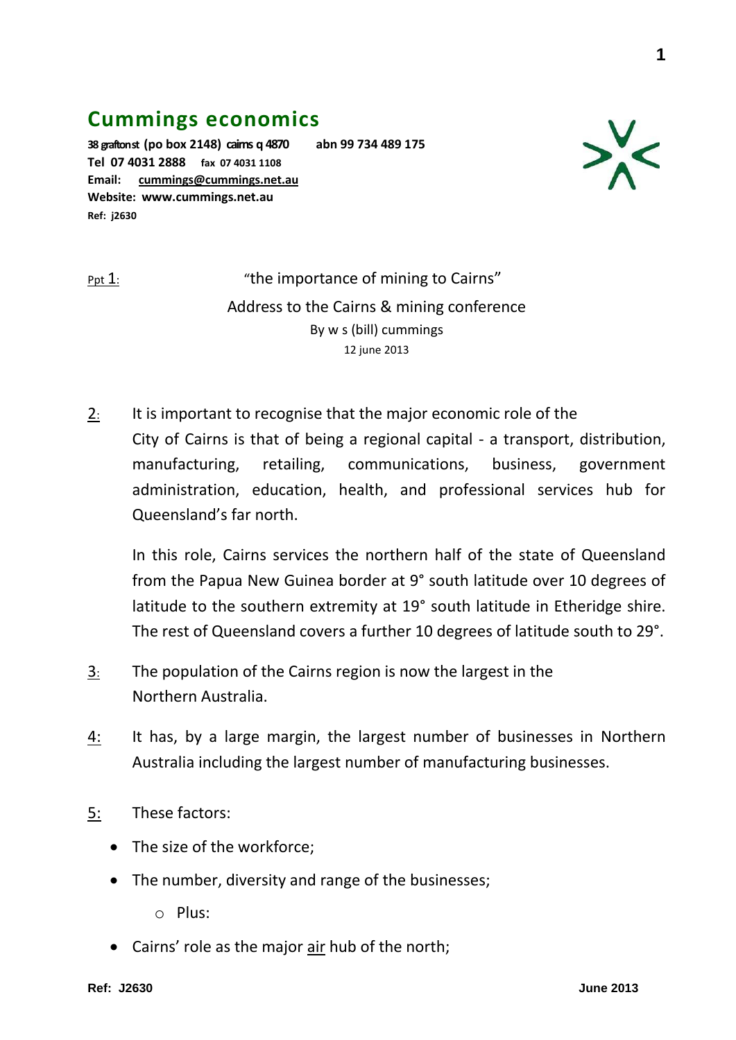## Cummings economics

**38 graftonst (po box 2148) cairns q 4870 abn 99 734 489 175**
**Tel 07 4031 2888 fax 07 4031 1108**
**Email: cummings@cummings.net.au**
**Website: www.cummings.net.au**
**Ref: j2630**

Ppt 1: “the importance of mining to Cairns”

Address to the Cairns & mining conference

By w s (bill) cummings

12 june 2013

2: It is important to recognise that the major economic role of the City of Cairns is that of being a regional capital - a transport, distribution, manufacturing, retailing, communications, business, government administration, education, health, and professional services hub for Queensland’s far north.

In this role, Cairns services the northern half of the state of Queensland from the Papua New Guinea border at 9° south latitude over 10 degrees of latitude to the southern extremity at 19° south latitude in Etheridge shire. The rest of Queensland covers a further 10 degrees of latitude south to 29°.

3: The population of the Cairns region is now the largest in the Northern Australia.

4: It has, by a large margin, the largest number of businesses in Northern Australia including the largest number of manufacturing businesses.

5: These factors:

- The size of the workforce;
- The number, diversity and range of the businesses;
    - Plus:
- Cairns’ role as the major air hub of the north;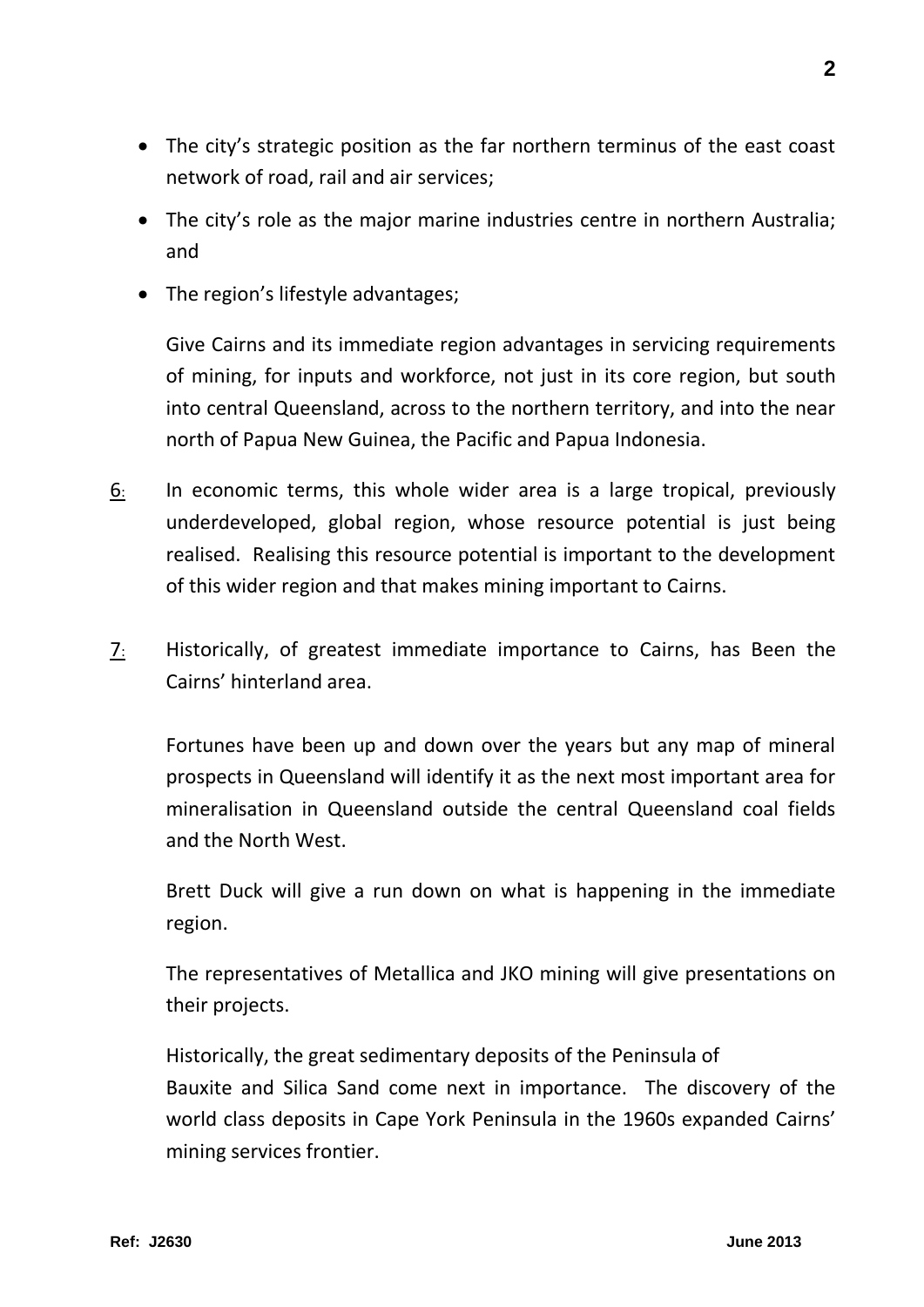- The city's strategic position as the far northern terminus of the east coast network of road, rail and air services;
- The city's role as the major marine industries centre in northern Australia; and
- The region's lifestyle advantages;

  Give Cairns and its immediate region advantages in servicing requirements of mining, for inputs and workforce, not just in its core region, but south into central Queensland, across to the northern territory, and into the near north of Papua New Guinea, the Pacific and Papua Indonesia.

6: In economic terms, this whole wider area is a large tropical, previously underdeveloped, global region, whose resource potential is just being realised. Realising this resource potential is important to the development of this wider region and that makes mining important to Cairns.

7: Historically, of greatest immediate importance to Cairns, has Been the Cairns' hinterland area.

Fortunes have been up and down over the years but any map of mineral prospects in Queensland will identify it as the next most important area for mineralisation in Queensland outside the central Queensland coal fields and the North West.

Brett Duck will give a run down on what is happening in the immediate region.

The representatives of Metallica and JKO mining will give presentations on their projects.

Historically, the great sedimentary deposits of the Peninsula of Bauxite and Silica Sand come next in importance. The discovery of the world class deposits in Cape York Peninsula in the 1960s expanded Cairns' mining services frontier.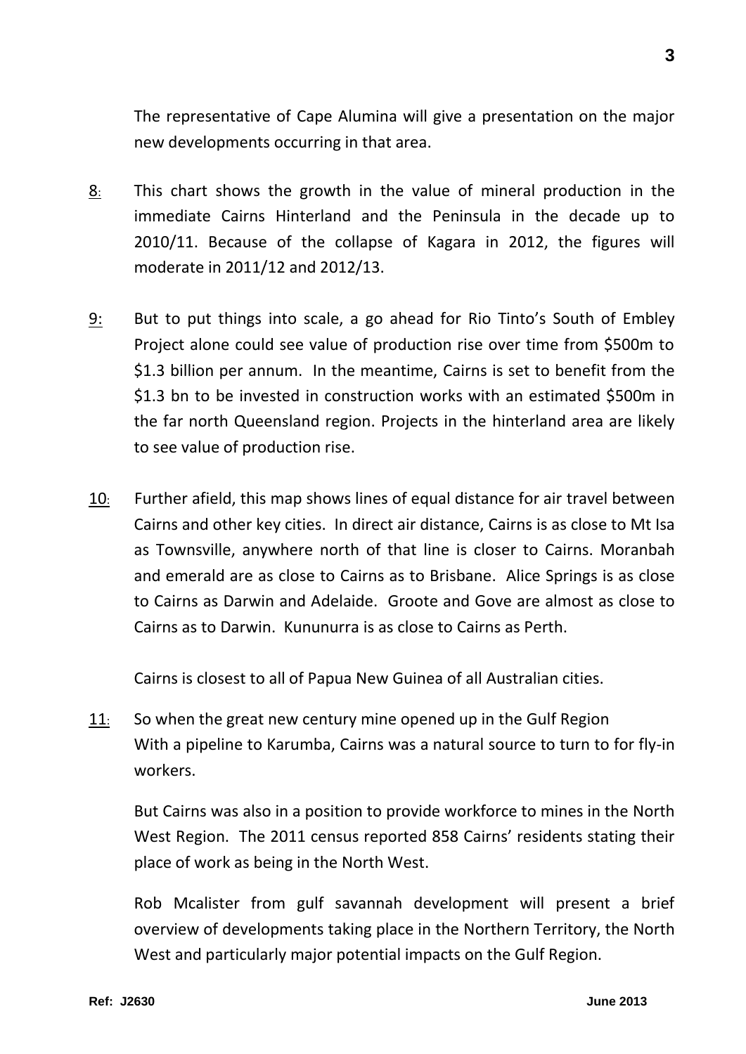The representative of Cape Alumina will give a presentation on the major new developments occurring in that area.

8: This chart shows the growth in the value of mineral production in the immediate Cairns Hinterland and the Peninsula in the decade up to 2010/11. Because of the collapse of Kagara in 2012, the figures will moderate in 2011/12 and 2012/13.

9: But to put things into scale, a go ahead for Rio Tinto's South of Embley Project alone could see value of production rise over time from \$500m to \$1.3 billion per annum. In the meantime, Cairns is set to benefit from the \$1.3 bn to be invested in construction works with an estimated \$500m in the far north Queensland region. Projects in the hinterland area are likely to see value of production rise.

10: Further afield, this map shows lines of equal distance for air travel between Cairns and other key cities. In direct air distance, Cairns is as close to Mt Isa as Townsville, anywhere north of that line is closer to Cairns. Moranbah and emerald are as close to Cairns as to Brisbane. Alice Springs is as close to Cairns as Darwin and Adelaide. Groote and Gove are almost as close to Cairns as to Darwin. Kununurra is as close to Cairns as Perth.

Cairns is closest to all of Papua New Guinea of all Australian cities.

11: So when the great new century mine opened up in the Gulf Region With a pipeline to Karumba, Cairns was a natural source to turn to for fly-in workers.

But Cairns was also in a position to provide workforce to mines in the North West Region. The 2011 census reported 858 Cairns' residents stating their place of work as being in the North West.

Rob Mcalister from gulf savannah development will present a brief overview of developments taking place in the Northern Territory, the North West and particularly major potential impacts on the Gulf Region.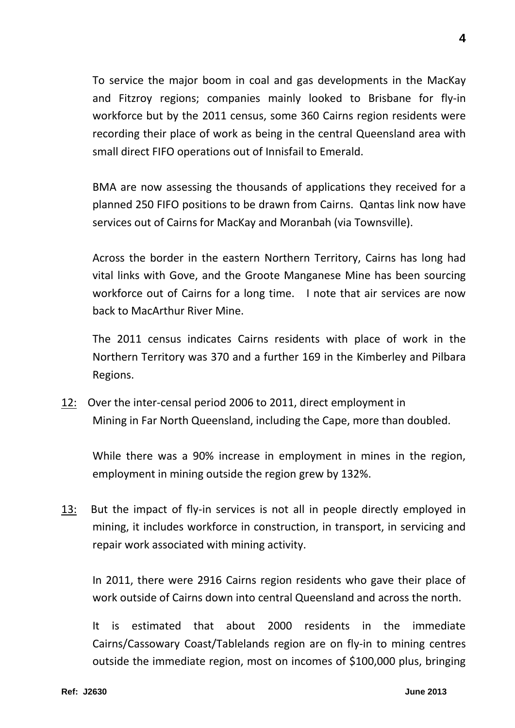To service the major boom in coal and gas developments in the MacKay and Fitzroy regions; companies mainly looked to Brisbane for fly-in workforce but by the 2011 census, some 360 Cairns region residents were recording their place of work as being in the central Queensland area with small direct FIFO operations out of Innisfail to Emerald.

BMA are now assessing the thousands of applications they received for a planned 250 FIFO positions to be drawn from Cairns. Qantas link now have services out of Cairns for MacKay and Moranbah (via Townsville).

Across the border in the eastern Northern Territory, Cairns has long had vital links with Gove, and the Groote Manganese Mine has been sourcing workforce out of Cairns for a long time. I note that air services are now back to MacArthur River Mine.

The 2011 census indicates Cairns residents with place of work in the Northern Territory was 370 and a further 169 in the Kimberley and Pilbara Regions.

<u>12:</u> Over the inter-censal period 2006 to 2011, direct employment in Mining in Far North Queensland, including the Cape, more than doubled.

While there was a 90% increase in employment in mines in the region, employment in mining outside the region grew by 132%.

<u>13:</u> But the impact of fly-in services is not all in people directly employed in mining, it includes workforce in construction, in transport, in servicing and repair work associated with mining activity.

In 2011, there were 2916 Cairns region residents who gave their place of work outside of Cairns down into central Queensland and across the north.

It is estimated that about 2000 residents in the immediate Cairns/Cassowary Coast/Tablelands region are on fly-in to mining centres outside the immediate region, most on incomes of $100,000 plus, bringing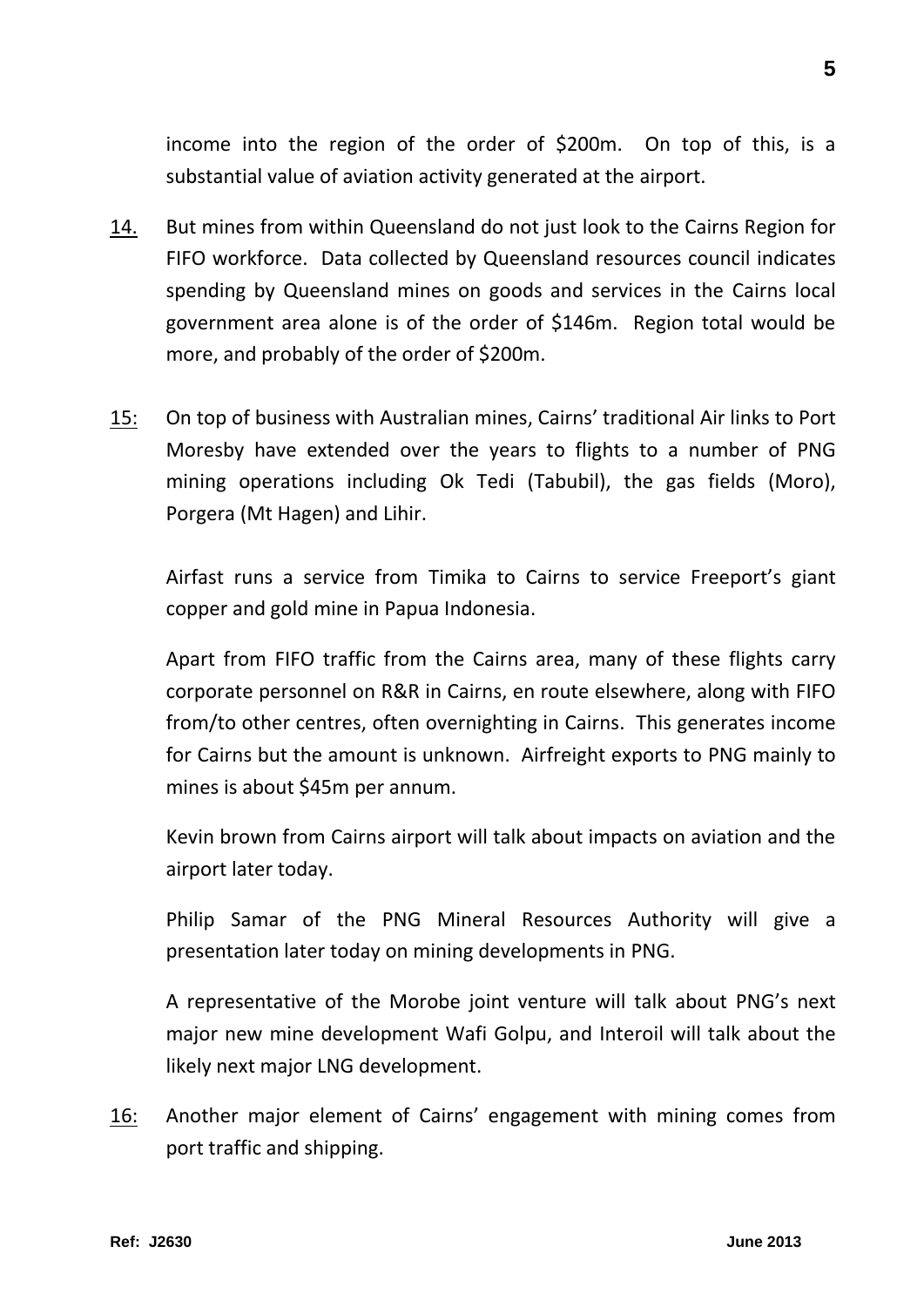income into the region of the order of $200m. On top of this, is a substantial value of aviation activity generated at the airport.

14. But mines from within Queensland do not just look to the Cairns Region for FIFO workforce. Data collected by Queensland resources council indicates spending by Queensland mines on goods and services in the Cairns local government area alone is of the order of $146m. Region total would be more, and probably of the order of $200m.

15: On top of business with Australian mines, Cairns' traditional Air links to Port Moresby have extended over the years to flights to a number of PNG mining operations including Ok Tedi (Tabubil), the gas fields (Moro), Porgera (Mt Hagen) and Lihir.

Airfast runs a service from Timika to Cairns to service Freeport's giant copper and gold mine in Papua Indonesia.

Apart from FIFO traffic from the Cairns area, many of these flights carry corporate personnel on R&R in Cairns, en route elsewhere, along with FIFO from/to other centres, often overnighting in Cairns. This generates income for Cairns but the amount is unknown. Airfreight exports to PNG mainly to mines is about $45m per annum.

Kevin brown from Cairns airport will talk about impacts on aviation and the airport later today.

Philip Samar of the PNG Mineral Resources Authority will give a presentation later today on mining developments in PNG.

A representative of the Morobe joint venture will talk about PNG's next major new mine development Wafi Golpu, and Interoil will talk about the likely next major LNG development.

16: Another major element of Cairns' engagement with mining comes from port traffic and shipping.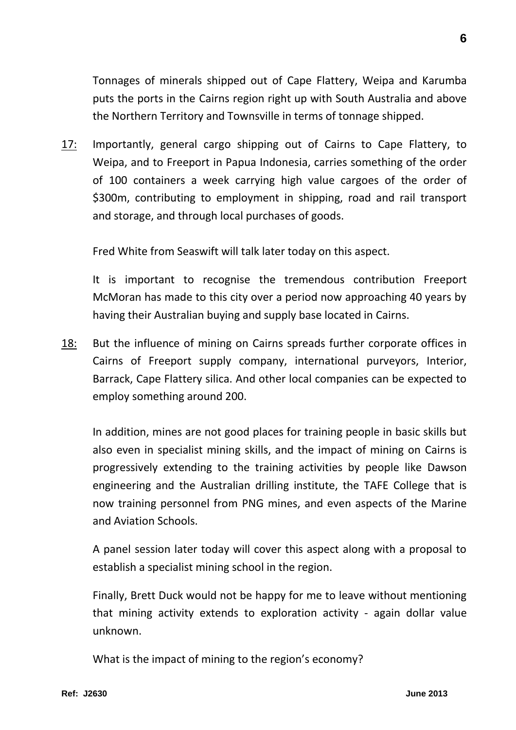Tonnages of minerals shipped out of Cape Flattery, Weipa and Karumba puts the ports in the Cairns region right up with South Australia and above the Northern Territory and Townsville in terms of tonnage shipped.

17: Importantly, general cargo shipping out of Cairns to Cape Flattery, to Weipa, and to Freeport in Papua Indonesia, carries something of the order of 100 containers a week carrying high value cargoes of the order of \$300m, contributing to employment in shipping, road and rail transport and storage, and through local purchases of goods.

Fred White from Seaswift will talk later today on this aspect.

It is important to recognise the tremendous contribution Freeport McMoran has made to this city over a period now approaching 40 years by having their Australian buying and supply base located in Cairns.

18: But the influence of mining on Cairns spreads further corporate offices in Cairns of Freeport supply company, international purveyors, Interior, Barrack, Cape Flattery silica. And other local companies can be expected to employ something around 200.

In addition, mines are not good places for training people in basic skills but also even in specialist mining skills, and the impact of mining on Cairns is progressively extending to the training activities by people like Dawson engineering and the Australian drilling institute, the TAFE College that is now training personnel from PNG mines, and even aspects of the Marine and Aviation Schools.

A panel session later today will cover this aspect along with a proposal to establish a specialist mining school in the region.

Finally, Brett Duck would not be happy for me to leave without mentioning that mining activity extends to exploration activity - again dollar value unknown.

What is the impact of mining to the region's economy?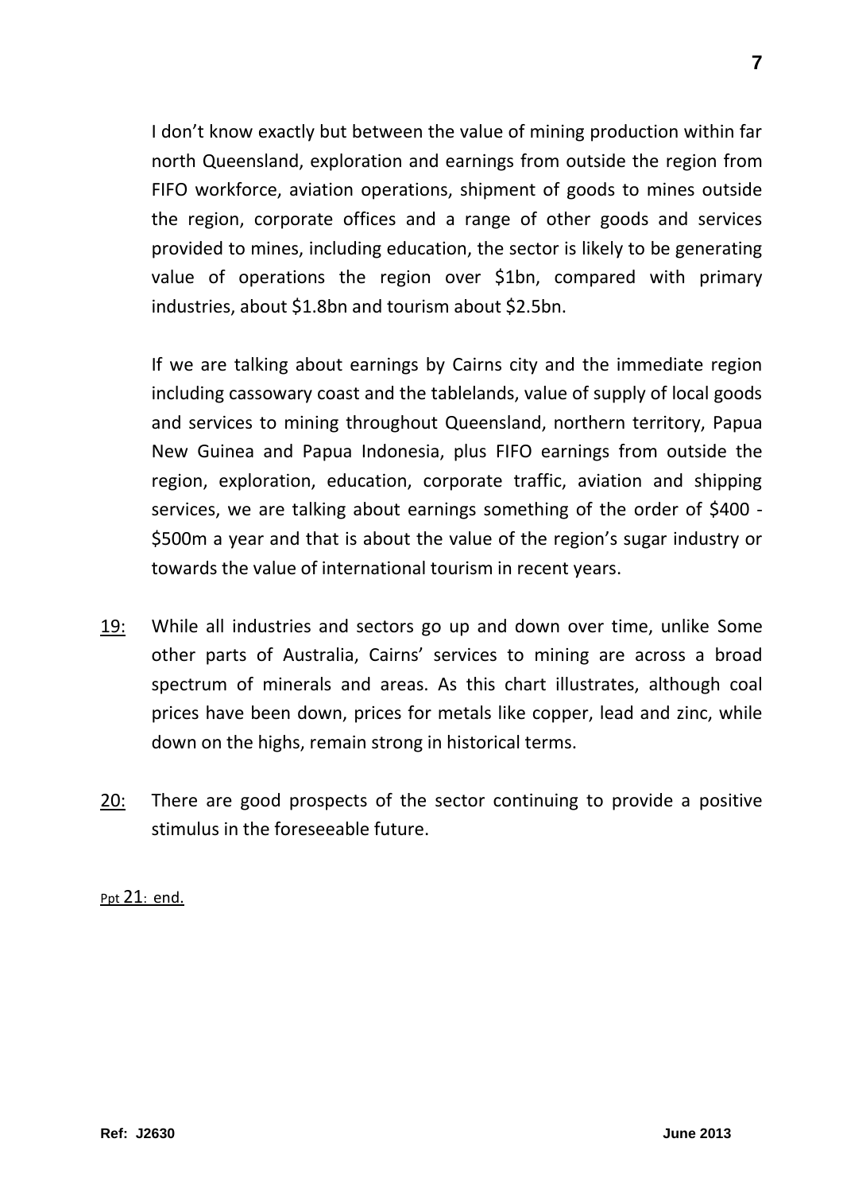I don't know exactly but between the value of mining production within far north Queensland, exploration and earnings from outside the region from FIFO workforce, aviation operations, shipment of goods to mines outside the region, corporate offices and a range of other goods and services provided to mines, including education, the sector is likely to be generating value of operations the region over $1bn, compared with primary industries, about $1.8bn and tourism about $2.5bn.

If we are talking about earnings by Cairns city and the immediate region including cassowary coast and the tablelands, value of supply of local goods and services to mining throughout Queensland, northern territory, Papua New Guinea and Papua Indonesia, plus FIFO earnings from outside the region, exploration, education, corporate traffic, aviation and shipping services, we are talking about earnings something of the order of $400 - $500m a year and that is about the value of the region's sugar industry or towards the value of international tourism in recent years.

<u>19:</u> While all industries and sectors go up and down over time, unlike Some other parts of Australia, Cairns' services to mining are across a broad spectrum of minerals and areas. As this chart illustrates, although coal prices have been down, prices for metals like copper, lead and zinc, while down on the highs, remain strong in historical terms.

<u>20:</u> There are good prospects of the sector continuing to provide a positive stimulus in the foreseeable future.

<u>Ppt 21: end.</u>